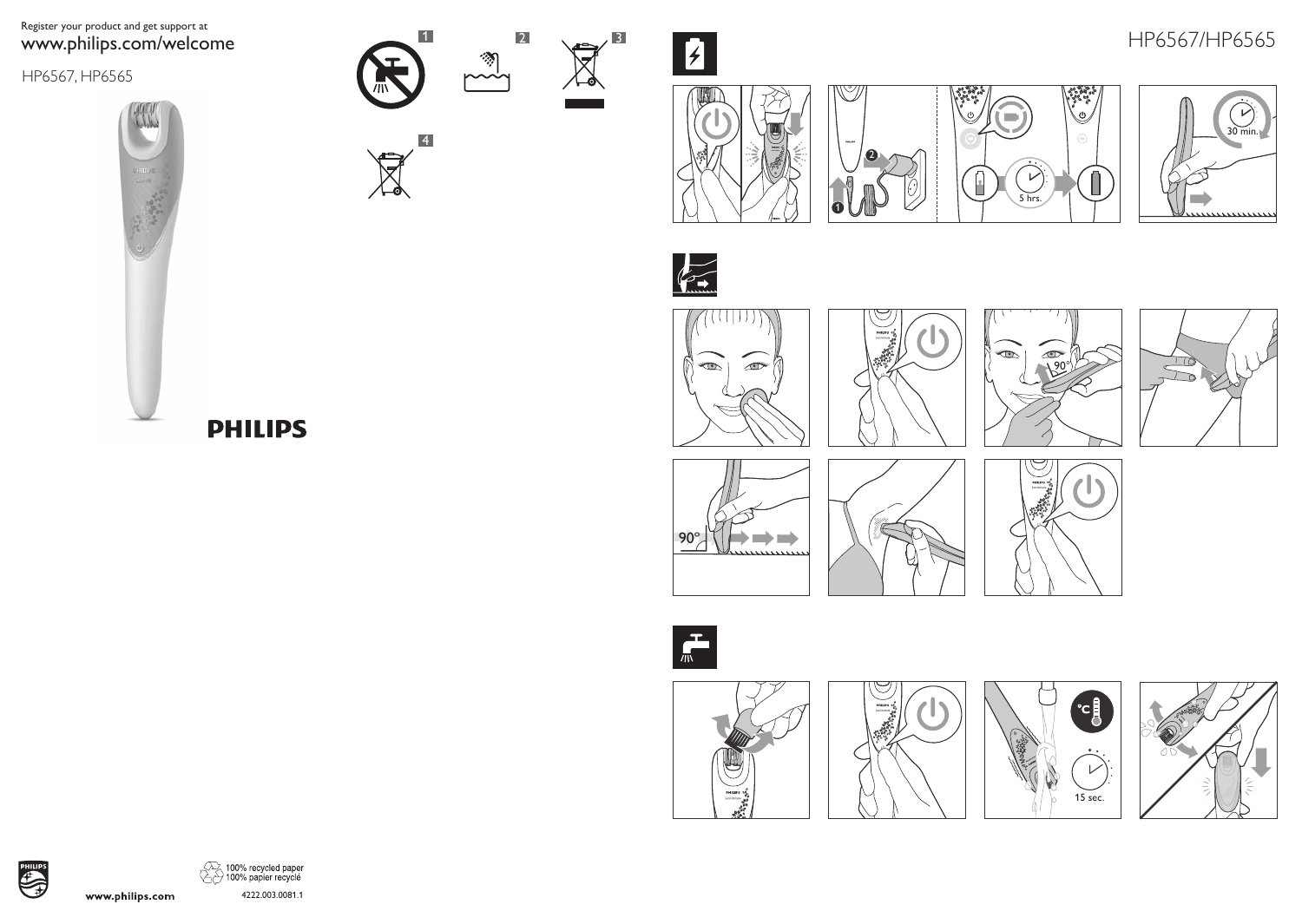Register your product and get support at

# www.philips.com/welcome

HP6567, HP6565

**PHILIPS**

1

2

3

4

# HP6567/HP6565

5 hrs.

30 min.

90°

90°

15 sec.

www.philips.com

100% recycled paper
100% papier recyclé

4222.003.0081.1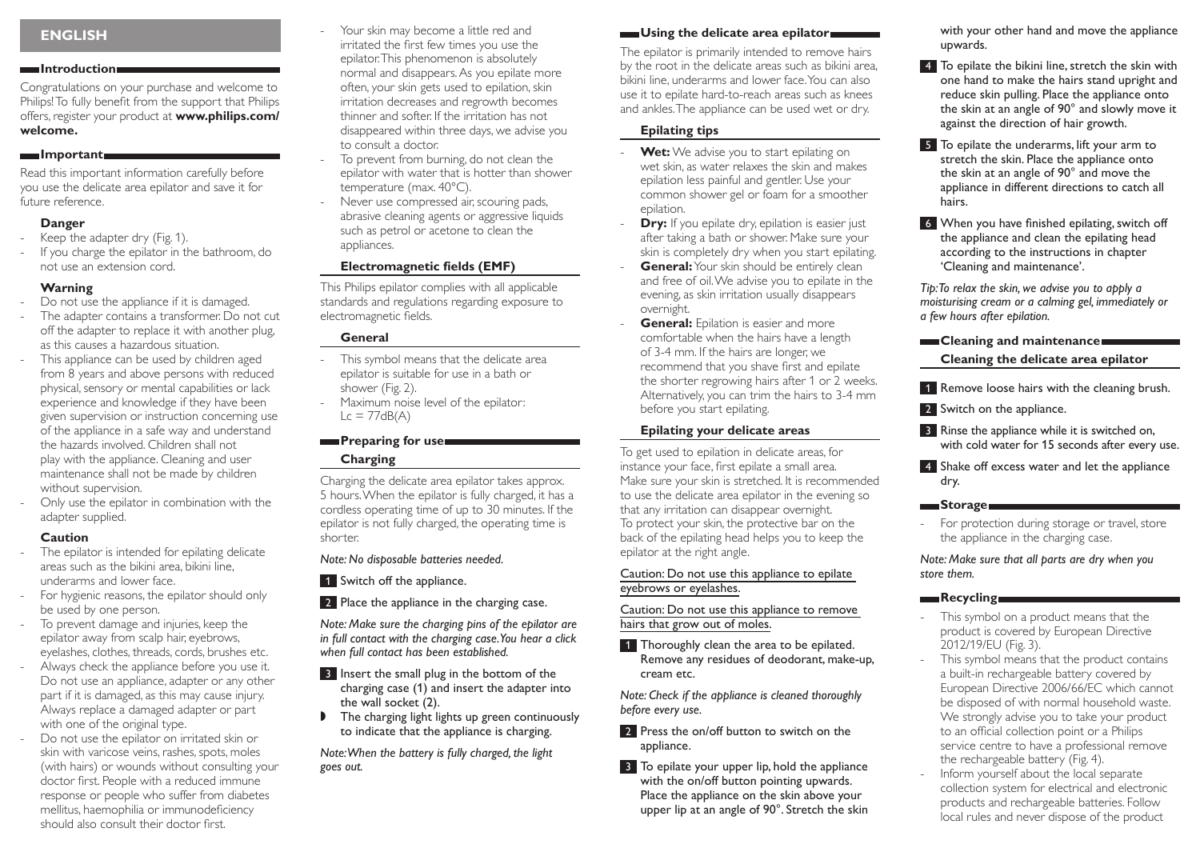## ENGLISH

### Introduction

Congratulations on your purchase and welcome to Philips! To fully benefit from the support that Philips offers, register your product at **www.philips.com/welcome.**

### Important

Read this important information carefully before you use the delicate area epilator and save it for future reference.

#### Danger

- Keep the adapter dry (Fig. 1).
- If you charge the epilator in the bathroom, do not use an extension cord.

#### Warning

- Do not use the appliance if it is damaged.
- The adapter contains a transformer. Do not cut off the adapter to replace it with another plug, as this causes a hazardous situation.
- This appliance can be used by children aged from 8 years and above persons with reduced physical, sensory or mental capabilities or lack experience and knowledge if they have been given supervision or instruction concerning use of the appliance in a safe way and understand the hazards involved. Children shall not play with the appliance. Cleaning and user maintenance shall not be made by children without supervision.
- Only use the epilator in combination with the adapter supplied.

#### Caution

- The epilator is intended for epilating delicate areas such as the bikini area, bikini line, underarms and lower face.
- For hygienic reasons, the epilator should only be used by one person.
- To prevent damage and injuries, keep the epilator away from scalp hair, eyebrows, eyelashes, clothes, threads, cords, brushes etc.
- Always check the appliance before you use it. Do not use an appliance, adapter or any other part if it is damaged, as this may cause injury. Always replace a damaged adapter or part with one of the original type.
- Do not use the epilator on irritated skin or skin with varicose veins, rashes, spots, moles (with hairs) or wounds without consulting your doctor first. People with a reduced immune response or people who suffer from diabetes mellitus, haemophilia or immunodeficiency should also consult their doctor first.
- Your skin may become a little red and irritated the first few times you use the epilator. This phenomenon is absolutely normal and disappears. As you epilate more often, your skin gets used to epilation, skin irritation decreases and regrowth becomes thinner and softer. If the irritation has not disappeared within three days, we advise you to consult a doctor.
- To prevent from burning, do not clean the epilator with water that is hotter than shower temperature (max. 40°C).
- Never use compressed air, scouring pads, abrasive cleaning agents or aggressive liquids such as petrol or acetone to clean the appliances.

#### Electromagnetic fields (EMF)

This Philips epilator complies with all applicable standards and regulations regarding exposure to electromagnetic fields.

#### General

- This symbol means that the delicate area epilator is suitable for use in a bath or shower (Fig. 2).
- Maximum noise level of the epilator: Lc = 77dB(A)

### Preparing for use

#### Charging

Charging the delicate area epilator takes approx. 5 hours. When the epilator is fully charged, it has a cordless operating time of up to 30 minutes. If the epilator is not fully charged, the operating time is shorter.

*Note: No disposable batteries needed.*

1. Switch off the appliance.
2. Place the appliance in the charging case.

*Note: Make sure the charging pins of the epilator are in full contact with the charging case. You hear a click when full contact has been established.*

3. Insert the small plug in the bottom of the charging case (1) and insert the adapter into the wall socket (2).

- The charging light lights up green continuously to indicate that the appliance is charging.

*Note: When the battery is fully charged, the light goes out.*

### Using the delicate area epilator

The epilator is primarily intended to remove hairs by the root in the delicate areas such as bikini area, bikini line, underarms and lower face. You can also use it to epilate hard-to-reach areas such as knees and ankles. The appliance can be used wet or dry.

#### Epilating tips

- **Wet:** We advise you to start epilating on wet skin, as water relaxes the skin and makes epilation less painful and gentler. Use your common shower gel or foam for a smoother epilation.
- **Dry:** If you epilate dry, epilation is easier just after taking a bath or shower. Make sure your skin is completely dry when you start epilating.
- **General:** Your skin should be entirely clean and free of oil. We advise you to epilate in the evening, as skin irritation usually disappears overnight.
- **General:** Epilation is easier and more comfortable when the hairs have a length of 3-4 mm. If the hairs are longer, we recommend that you shave first and epilate the shorter regrowing hairs after 1 or 2 weeks. Alternatively, you can trim the hairs to 3-4 mm before you start epilating.

#### Epilating your delicate areas

To get used to epilation in delicate areas, for instance your face, first epilate a small area. Make sure your skin is stretched. It is recommended to use the delicate area epilator in the evening so that any irritation can disappear overnight. To protect your skin, the protective bar on the back of the epilating head helps you to keep the epilator at the right angle.

Caution: Do not use this appliance to epilate eyebrows or eyelashes.

Caution: Do not use this appliance to remove hairs that grow out of moles.

1. Thoroughly clean the area to be epilated. Remove any residues of deodorant, make-up, cream etc.

*Note: Check if the appliance is cleaned thoroughly before every use.*

2. Press the on/off button to switch on the appliance.
3. To epilate your upper lip, hold the appliance with the on/off button pointing upwards. Place the appliance on the skin above your upper lip at an angle of 90°. Stretch the skin with your other hand and move the appliance upwards.
4. To epilate the bikini line, stretch the skin with one hand to make the hairs stand upright and reduce skin pulling. Place the appliance onto the skin at an angle of 90° and slowly move it against the direction of hair growth.
5. To epilate the underarms, lift your arm to stretch the skin. Place the appliance onto the skin at an angle of 90° and move the appliance in different directions to catch all hairs.
6. When you have finished epilating, switch off the appliance and clean the epilating head according to the instructions in chapter 'Cleaning and maintenance'.

*Tip: To relax the skin, we advise you to apply a moisturising cream or a calming gel, immediately or a few hours after epilation.*

### Cleaning and maintenance

#### Cleaning the delicate area epilator

1. Remove loose hairs with the cleaning brush.
2. Switch on the appliance.
3. Rinse the appliance while it is switched on, with cold water for 15 seconds after every use.
4. Shake off excess water and let the appliance dry.

### Storage

- For protection during storage or travel, store the appliance in the charging case.

*Note: Make sure that all parts are dry when you store them.*

### Recycling

- This symbol on a product means that the product is covered by European Directive 2012/19/EU (Fig. 3).
- This symbol means that the product contains a built-in rechargeable battery covered by European Directive 2006/66/EC which cannot be disposed of with normal household waste. We strongly advise you to take your product to an official collection point or a Philips service centre to have a professional remove the rechargeable battery (Fig. 4).
- Inform yourself about the local separate collection system for electrical and electronic products and rechargeable batteries. Follow local rules and never dispose of the product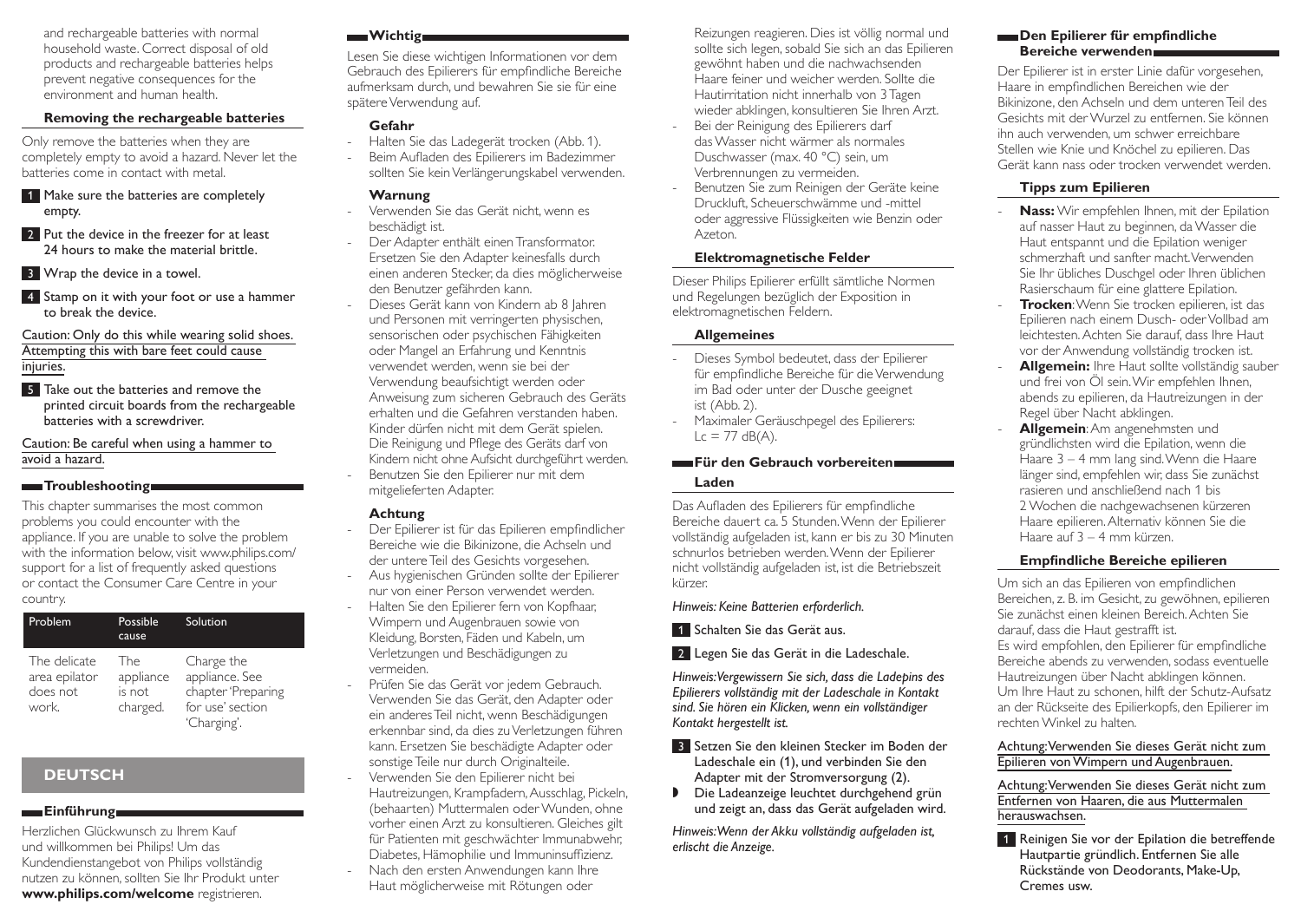and rechargeable batteries with normal household waste. Correct disposal of old products and rechargeable batteries helps prevent negative consequences for the environment and human health.

### Removing the rechargeable batteries

Only remove the batteries when they are completely empty to avoid a hazard. Never let the batteries come in contact with metal.

1. Make sure the batteries are completely empty.
2. Put the device in the freezer for at least 24 hours to make the material brittle.
3. Wrap the device in a towel.
4. Stamp on it with your foot or use a hammer to break the device.

Caution: Only do this while wearing solid shoes. Attempting this with bare feet could cause injuries.

5. Take out the batteries and remove the printed circuit boards from the rechargeable batteries with a screwdriver.

Caution: Be careful when using a hammer to avoid a hazard.

## Troubleshooting

This chapter summarises the most common problems you could encounter with the appliance. If you are unable to solve the problem with the information below, visit www.philips.com/support for a list of frequently asked questions or contact the Consumer Care Centre in your country.

| Problem | Possible cause | Solution |
| --- | --- | --- |
| The delicate area epilator does not work. | The appliance is not charged. | Charge the appliance. See chapter 'Preparing for use' section 'Charging'. |

# DEUTSCH

## Einführung

Herzlichen Glückwunsch zu Ihrem Kauf und willkommen bei Philips! Um das Kundendienstangebot von Philips vollständig nutzen zu können, sollten Sie Ihr Produkt unter **www.philips.com/welcome** registrieren.

## Wichtig

Lesen Sie diese wichtigen Informationen vor dem Gebrauch des Epilierers für empfindliche Bereiche aufmerksam durch, und bewahren Sie sie für eine spätere Verwendung auf.

### Gefahr

- Halten Sie das Ladegerät trocken (Abb. 1).
- Beim Aufladen des Epilierers im Badezimmer sollten Sie kein Verlängerungskabel verwenden.

### Warnung

- Verwenden Sie das Gerät nicht, wenn es beschädigt ist.
- Der Adapter enthält einen Transformator. Ersetzen Sie den Adapter keinesfalls durch einen anderen Stecker, da dies möglicherweise den Benutzer gefährden kann.
- Dieses Gerät kann von Kindern ab 8 Jahren und Personen mit verringerten physischen, sensorischen oder psychischen Fähigkeiten oder Mangel an Erfahrung und Kenntnis verwendet werden, wenn sie bei der Verwendung beaufsichtigt werden oder Anweisung zum sicheren Gebrauch des Geräts erhalten und die Gefahren verstanden haben. Kinder dürfen nicht mit dem Gerät spielen. Die Reinigung und Pflege des Geräts darf von Kindern nicht ohne Aufsicht durchgeführt werden.
- Benutzen Sie den Epilierer nur mit dem mitgelieferten Adapter.

### Achtung

- Der Epilierer ist für das Epilieren empfindlicher Bereiche wie die Bikinizone, die Achseln und der untere Teil des Gesichts vorgesehen.
- Aus hygienischen Gründen sollte der Epilierer nur von einer Person verwendet werden.
- Halten Sie den Epilierer fern von Kopfhaar, Wimpern und Augenbrauen sowie von Kleidung, Borsten, Fäden und Kabeln, um Verletzungen und Beschädigungen zu vermeiden.
- Prüfen Sie das Gerät vor jedem Gebrauch. Verwenden Sie das Gerät, den Adapter oder ein anderes Teil nicht, wenn Beschädigungen erkennbar sind, da dies zu Verletzungen führen kann. Ersetzen Sie beschädigte Adapter oder sonstige Teile nur durch Originalteile.
- Verwenden Sie den Epilierer nicht bei Hautreizungen, Krampfadern, Ausschlag, Pickeln, (behaarten) Muttermalen oder Wunden, ohne vorher einen Arzt zu konsultieren. Gleiches gilt für Patienten mit geschwächter Immunabwehr, Diabetes, Hämophilie und Immuninsuffizienz.
- Nach den ersten Anwendungen kann Ihre Haut möglicherweise mit Rötungen oder Reizungen reagieren. Dies ist völlig normal und sollte sich legen, sobald Sie sich an das Epilieren gewöhnt haben und die nachwachsenden Haare feiner und weicher werden. Sollte die Hautirritation nicht innerhalb von 3 Tagen wieder abklingen, konsultieren Sie Ihren Arzt.
- Bei der Reinigung des Epilierers darf das Wasser nicht wärmer als normales Duschwasser (max. 40 °C) sein, um Verbrennungen zu vermeiden.
- Benutzen Sie zum Reinigen der Geräte keine Druckluft, Scheuerschwämme und -mittel oder aggressive Flüssigkeiten wie Benzin oder Azeton.

### Elektromagnetische Felder

Dieser Philips Epilierer erfüllt sämtliche Normen und Regelungen bezüglich der Exposition in elektromagnetischen Feldern.

### Allgemeines

- Dieses Symbol bedeutet, dass der Epilierer für empfindliche Bereiche für die Verwendung im Bad oder unter der Dusche geeignet ist (Abb. 2).
- Maximaler Geräuschpegel des Epilierers: Lc = 77 dB(A).

## Für den Gebrauch vorbereiten

### Laden

Das Aufladen des Epilierers für empfindliche Bereiche dauert ca. 5 Stunden. Wenn der Epilierer vollständig aufgeladen ist, kann er bis zu 30 Minuten schnurlos betrieben werden. Wenn der Epilierer nicht vollständig aufgeladen ist, ist die Betriebszeit kürzer.

*Hinweis: Keine Batterien erforderlich.*

1. Schalten Sie das Gerät aus.
2. Legen Sie das Gerät in die Ladeschale.

*Hinweis: Vergewissern Sie sich, dass die Ladepins des Epilierers vollständig mit der Ladeschale in Kontakt sind. Sie hören ein Klicken, wenn ein vollständiger Kontakt hergestellt ist.*

3. Setzen Sie den kleinen Stecker im Boden der Ladeschale ein (1), und verbinden Sie den Adapter mit der Stromversorgung (2).

- Die Ladeanzeige leuchtet durchgehend grün und zeigt an, dass das Gerät aufgeladen wird.

*Hinweis: Wenn der Akku vollständig aufgeladen ist, erlischt die Anzeige.*

## Den Epilierer für empfindliche Bereiche verwenden

Der Epilierer ist in erster Linie dafür vorgesehen, Haare in empfindlichen Bereichen wie der Bikinizone, den Achseln und dem unteren Teil des Gesichts mit der Wurzel zu entfernen. Sie können ihn auch verwenden, um schwer erreichbare Stellen wie Knie und Knöchel zu epilieren. Das Gerät kann nass oder trocken verwendet werden.

### Tipps zum Epilieren

- **Nass:** Wir empfehlen Ihnen, mit der Epilation auf nasser Haut zu beginnen, da Wasser die Haut entspannt und die Epilation weniger schmerzhaft und sanfter macht. Verwenden Sie Ihr übliches Duschgel oder Ihren üblichen Rasierschaum für eine glattere Epilation.
- **Trocken**: Wenn Sie trocken epilieren, ist das Epilieren nach einem Dusch- oder Vollbad am leichtesten. Achten Sie darauf, dass Ihre Haut vor der Anwendung vollständig trocken ist.
- **Allgemein:** Ihre Haut sollte vollständig sauber und frei von Öl sein. Wir empfehlen Ihnen, abends zu epilieren, da Hautreizungen in der Regel über Nacht abklingen.
- **Allgemein**: Am angenehmsten und gründlichsten wird die Epilation, wenn die Haare 3 – 4 mm lang sind. Wenn die Haare länger sind, empfehlen wir, dass Sie zunächst rasieren und anschließend nach 1 bis 2 Wochen die nachgewachsenen kürzeren Haare epilieren. Alternativ können Sie die Haare auf 3 – 4 mm kürzen.

### Empfindliche Bereiche epilieren

Um sich an das Epilieren von empfindlichen Bereichen, z. B. im Gesicht, zu gewöhnen, epilieren Sie zunächst einen kleinen Bereich. Achten Sie darauf, dass die Haut gestrafft ist.
Es wird empfohlen, den Epilierer für empfindliche Bereiche abends zu verwenden, sodass eventuelle Hautreizungen über Nacht abklingen können.
Um Ihre Haut zu schonen, hilft der Schutz-Aufsatz an der Rückseite des Epilierkopfs, den Epilierer im rechten Winkel zu halten.

Achtung: Verwenden Sie dieses Gerät nicht zum Epilieren von Wimpern und Augenbrauen.

Achtung: Verwenden Sie dieses Gerät nicht zum Entfernen von Haaren, die aus Muttermalen herauswachsen.

1. Reinigen Sie vor der Epilation die betreffende Hautpartie gründlich. Entfernen Sie alle Rückstände von Deodorants, Make-Up, Cremes usw.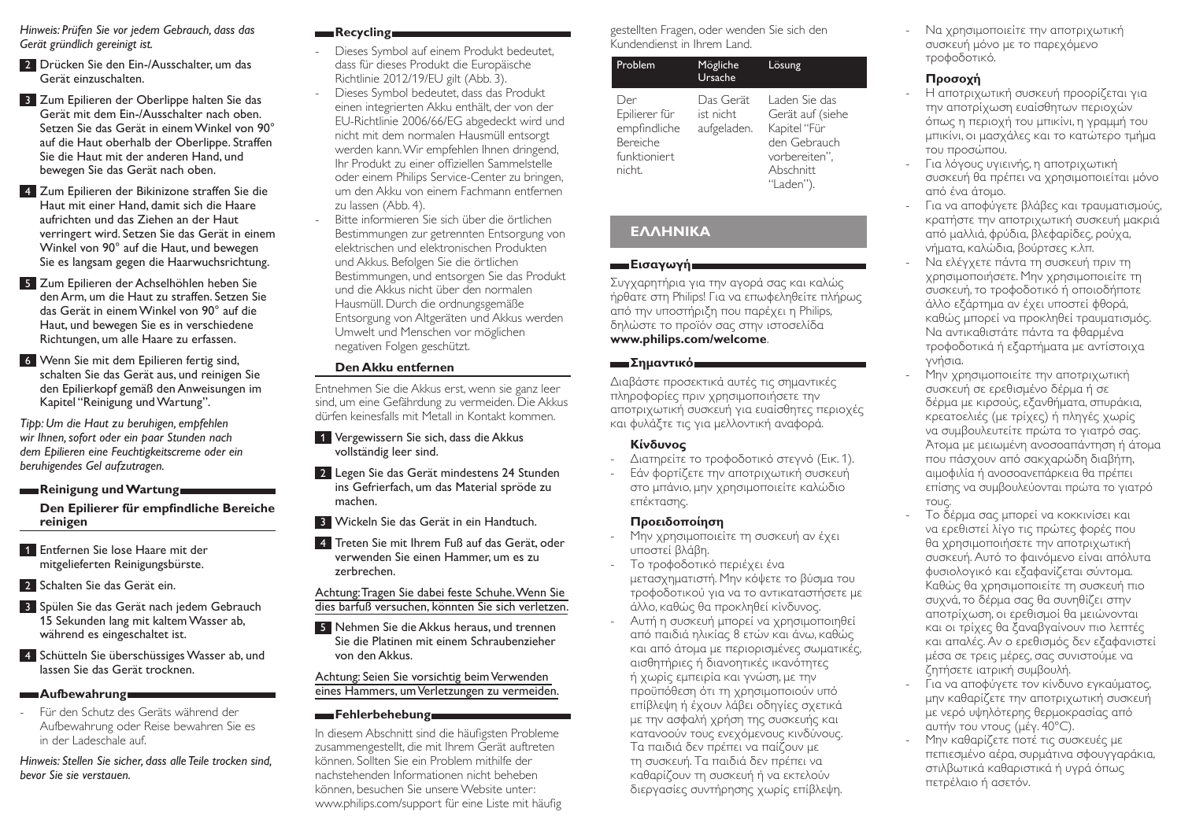*Hinweis: Prüfen Sie vor jedem Gebrauch, dass das Gerät gründlich gereinigt ist.*

2 Drücken Sie den Ein-/Ausschalter, um das Gerät einzuschalten.

3 Zum Epilieren der Oberlippe halten Sie das Gerät mit dem Ein-/Ausschalter nach oben. Setzen Sie das Gerät in einem Winkel von 90° auf die Haut oberhalb der Oberlippe. Straffen Sie die Haut mit der anderen Hand, und bewegen Sie das Gerät nach oben.

4 Zum Epilieren der Bikinizone straffen Sie die Haut mit einer Hand, damit sich die Haare aufrichten und das Ziehen an der Haut verringert wird. Setzen Sie das Gerät in einem Winkel von 90° auf die Haut, und bewegen Sie es langsam gegen die Haarwuchsrichtung.

5 Zum Epilieren der Achselhöhlen heben Sie den Arm, um die Haut zu straffen. Setzen Sie das Gerät in einem Winkel von 90° auf die Haut, und bewegen Sie es in verschiedene Richtungen, um alle Haare zu erfassen.

6 Wenn Sie mit dem Epilieren fertig sind, schalten Sie das Gerät aus, und reinigen Sie den Epilierkopf gemäß den Anweisungen im Kapitel "Reinigung und Wartung".

*Tipp: Um die Haut zu beruhigen, empfehlen wir Ihnen, sofort oder ein paar Stunden nach dem Epilieren eine Feuchtigkeitscreme oder ein beruhigendes Gel aufzutragen.*

## Reinigung und Wartung

### Den Epilierer für empfindliche Bereiche reinigen

1 Entfernen Sie lose Haare mit der mitgelieferten Reinigungsbürste.

2 Schalten Sie das Gerät ein.

3 Spülen Sie das Gerät nach jedem Gebrauch 15 Sekunden lang mit kaltem Wasser ab, während es eingeschaltet ist.

4 Schütteln Sie überschüssiges Wasser ab, und lassen Sie das Gerät trocknen.

## Aufbewahrung

- Für den Schutz des Geräts während der Aufbewahrung oder Reise bewahren Sie es in der Ladeschale auf.

*Hinweis: Stellen Sie sicher, dass alle Teile trocken sind, bevor Sie sie verstauen.*

## Recycling

- Dieses Symbol auf einem Produkt bedeutet, dass für dieses Produkt die Europäische Richtlinie 2012/19/EU gilt (Abb. 3).
- Dieses Symbol bedeutet, dass das Produkt einen integrierten Akku enthält, der von der EU-Richtlinie 2006/66/EG abgedeckt wird und nicht mit dem normalen Hausmüll entsorgt werden kann. Wir empfehlen Ihnen dringend, Ihr Produkt zu einer offiziellen Sammelstelle oder einem Philips Service-Center zu bringen, um den Akku von einem Fachmann entfernen zu lassen (Abb. 4).
- Bitte informieren Sie sich über die örtlichen Bestimmungen zur getrennten Entsorgung von elektrischen und elektronischen Produkten und Akkus. Befolgen Sie die örtlichen Bestimmungen, und entsorgen Sie das Produkt und die Akkus nicht über den normalen Hausmüll. Durch die ordnungsgemäße Entsorgung von Altgeräten und Akkus werden Umwelt und Menschen vor möglichen negativen Folgen geschützt.

### Den Akku entfernen

Entnehmen Sie die Akkus erst, wenn sie ganz leer sind, um eine Gefährdung zu vermeiden. Die Akkus dürfen keinesfalls mit Metall in Kontakt kommen.

1 Vergewissern Sie sich, dass die Akkus vollständig leer sind.

2 Legen Sie das Gerät mindestens 24 Stunden ins Gefrierfach, um das Material spröde zu machen.

3 Wickeln Sie das Gerät in ein Handtuch.

4 Treten Sie mit Ihrem Fuß auf das Gerät, oder verwenden Sie einen Hammer, um es zu zerbrechen.

Achtung: Tragen Sie dabei feste Schuhe. Wenn Sie dies barfuß versuchen, könnten Sie sich verletzen.

5 Nehmen Sie die Akkus heraus, und trennen Sie die Platinen mit einem Schraubenzieher von den Akkus.

Achtung: Seien Sie vorsichtig beim Verwenden eines Hammers, um Verletzungen zu vermeiden.

## Fehlerbehebung

In diesem Abschnitt sind die häufigsten Probleme zusammengestellt, die mit Ihrem Gerät auftreten können. Sollten Sie ein Problem mithilfe der nachstehenden Informationen nicht beheben können, besuchen Sie unsere Website unter: www.philips.com/support für eine Liste mit häufig gestellten Fragen, oder wenden Sie sich den Kundendienst in Ihrem Land.

| Problem | Mögliche Ursache | Lösung |
|---|---|---|
| Der Epilierer für empfindliche Bereiche funktioniert nicht. | Das Gerät ist nicht aufgeladen. | Laden Sie das Gerät auf (siehe Kapitel "Für den Gebrauch vorbereiten", Abschnitt "Laden"). |

# ΕΛΛΗΝΙΚΑ

## Εισαγωγή

Συγχαρητήρια για την αγορά σας και καλώς ήρθατε στη Philips! Για να επωφεληθείτε πλήρως από την υποστήριξη που παρέχει η Philips, δηλώστε το προϊόν σας στην ιστοσελίδα **www.philips.com/welcome**.

## Σημαντικό

Διαβάστε προσεκτικά αυτές τις σημαντικές πληροφορίες πριν χρησιμοποιήσετε την αποτριχωτική συσκευή για ευαίσθητες περιοχές και φυλάξτε τις για μελλοντική αναφορά.

### Κίνδυνος

- Διατηρείτε το τροφοδοτικό στεγνό (Εικ. 1).
- Εάν φορτίζετε την αποτριχωτική συσκευή στο μπάνιο, μην χρησιμοποιείτε καλώδιο επέκτασης.

### Προειδοποίηση

- Μην χρησιμοποιείτε τη συσκευή αν έχει υποστεί βλάβη.
- Το τροφοδοτικό περιέχει ένα μετασχηματιστή. Μην κόψετε το βύσμα του τροφοδοτικού για να το αντικαταστήσετε με άλλο, καθώς θα προκληθεί κίνδυνος.
- Αυτή η συσκευή μπορεί να χρησιμοποιηθεί από παιδιά ηλικίας 8 ετών και άνω, καθώς και από άτομα με περιορισμένες σωματικές, αισθητήριες ή διανοητικές ικανότητες ή χωρίς εμπειρία και γνώση, με την προϋπόθεση ότι τη χρησιμοποιούν υπό επίβλεψη ή έχουν λάβει οδηγίες σχετικά με την ασφαλή χρήση της συσκευής και κατανοούν τους ενεχόμενους κινδύνους. Τα παιδιά δεν πρέπει να παίζουν με τη συσκευή. Τα παιδιά δεν πρέπει να καθαρίζουν τη συσκευή ή να εκτελούν διεργασίες συντήρησης χωρίς επίβλεψη.
- Να χρησιμοποιείτε την αποτριχωτική συσκευή μόνο με το παρεχόμενο τροφοδοτικό.

### Προσοχή

- Η αποτριχωτική συσκευή προορίζεται για την αποτρίχωση ευαίσθητων περιοχών όπως η περιοχή του μπικίνι, η γραμμή του μπικίνι, οι μασχάλες και το κατώτερο τμήμα του προσώπου.
- Για λόγους υγιεινής, η αποτριχωτική συσκευή θα πρέπει να χρησιμοποιείται μόνο από ένα άτομο.
- Για να αποφύγετε βλάβες και τραυματισμούς, κρατήστε την αποτριχωτική συσκευή μακριά από μαλλιά, φρύδια, βλεφαρίδες, ρούχα, νήματα, καλώδια, βούρτσες κ.λπ.
- Να ελέγχετε πάντα τη συσκευή πριν τη χρησιμοποιήσετε. Μην χρησιμοποιείτε τη συσκευή, το τροφοδοτικό ή οποιοδήποτε άλλο εξάρτημα αν έχει υποστεί φθορά, καθώς μπορεί να προκληθεί τραυματισμός. Να αντικαθιστάτε πάντα τα φθαρμένα τροφοδοτικά ή εξαρτήματα με αντίστοιχα γνήσια.
- Μην χρησιμοποιείτε την αποτριχωτική συσκευή σε ερεθισμένο δέρμα ή σε δέρμα με κιρσούς, εξανθήματα, σπυράκια, κρεατοελιές (με τρίχες) ή πληγές χωρίς να συμβουλευτείτε πρώτα το γιατρό σας. Άτομα με μειωμένη ανοσοαπάντηση ή άτομα που πάσχουν από σακχαρώδη διαβήτη, αιμοφιλία ή ανοσοανεπάρκεια θα πρέπει επίσης να συμβουλεύονται πρώτα το γιατρό τους.
- Το δέρμα σας μπορεί να κοκκινίσει και να ερεθιστεί λίγο τις πρώτες φορές που θα χρησιμοποιήσετε την αποτριχωτική συσκευή. Αυτό το φαινόμενο είναι απόλυτα φυσιολογικό και εξαφανίζεται σύντομα. Καθώς θα χρησιμοποιείτε τη συσκευή πιο συχνά, το δέρμα σας θα συνηθίζει στην αποτρίχωση, οι ερεθισμοί θα μειώνονται και οι τρίχες θα ξαναβγαίνουν πιο λεπτές και απαλές. Αν ο ερεθισμός δεν εξαφανιστεί μέσα σε τρεις μέρες, σας συνιστούμε να ζητήσετε ιατρική συμβουλή.
- Για να αποφύγετε τον κίνδυνο εγκαύματος, μην καθαρίζετε την αποτριχωτική συσκευή με νερό υψηλότερης θερμοκρασίας από αυτήν του ντους (μέγ. 40°C).
- Μην καθαρίζετε ποτέ τις συσκευές με πεπιεσμένο αέρα, συρμάτινα σφουγγαράκια, στιλβωτικά καθαριστικά ή υγρά όπως πετρέλαιο ή ασετόν.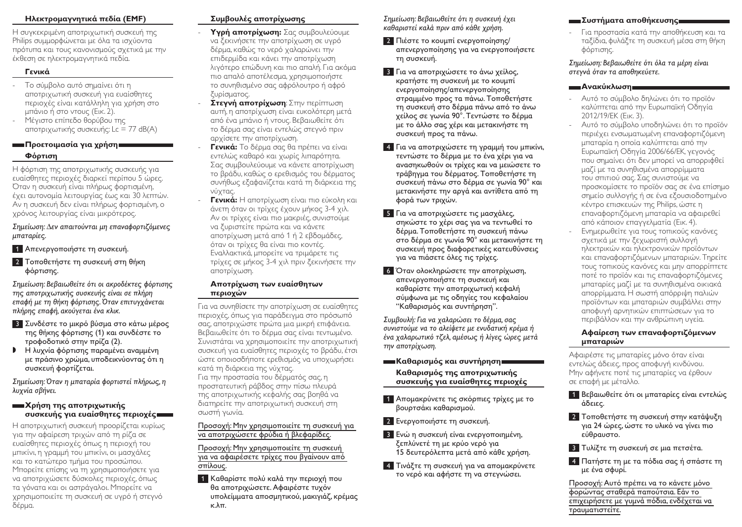### Ηλεκτρομαγνητικά πεδία (EMF)

Η συγκεκριμένη αποτριχωτική συσκευή της Philips συμμορφώνεται με όλα τα ισχύοντα πρότυπα και τους κανονισμούς σχετικά με την έκθεση σε ηλεκτρομαγνητικά πεδία.

### Γενικά

- Το σύμβολο αυτό σημαίνει ότι η αποτριχωτική συσκευή για ευαίσθητες περιοχές είναι κατάλληλη για χρήση στο μπάνιο ή στο ντους (Εικ. 2).
- Μέγιστο επίπεδο θορύβου της αποτριχωτικής συσκευής: Lc = 77 dB(A)

## Προετοιμασία για χρήση

### Φόρτιση

Η φόρτιση της αποτριχωτικής συσκευής για ευαίσθητες περιοχές διαρκεί περίπου 5 ώρες. Όταν η συσκευή είναι πλήρως φορτισμένη, έχει αυτονομία λειτουργίας έως και 30 λεπτών. Αν η συσκευή δεν είναι πλήρως φορτισμένη, ο χρόνος λειτουργίας είναι μικρότερος.

*Σημείωση: Δεν απαιτούνται μη επαναφορτιζόμενες μπαταρίες.*

1 Απενεργοποιήστε τη συσκευή.

2 Τοποθετήστε τη συσκευή στη θήκη φόρτισης.

*Σημείωση: Βεβαιωθείτε ότι οι ακροδέκτες φόρτισης της αποτριχωτικής συσκευής είναι σε πλήρη επαφή με τη θήκη φόρτισης. Όταν επιτυγχάνεται πλήρης επαφή, ακούγεται ένα κλικ.*

3 Συνδέστε το μικρό βύσμα στο κάτω μέρος της θήκης φόρτισης (1) και συνδέστε το τροφοδοτικό στην πρίζα (2).

- Η λυχνία φόρτισης παραμένει αναμμένη με πράσινο χρώμα, υποδεικνύοντας ότι η συσκευή φορτίζεται.

*Σημείωση: Όταν η μπαταρία φορτιστεί πλήρως, η λυχνία σβήνει.*

## Χρήση της αποτριχωτικής συσκευής για ευαίσθητες περιοχές

Η αποτριχωτική συσκευή προορίζεται κυρίως για την αφαίρεση τριχών από τη ρίζα σε ευαίσθητες περιοχές όπως η περιοχή του μπικίνι, η γραμμή του μπικίνι, οι μασχάλες και το κατώτερο τμήμα του προσώπου. Μπορείτε επίσης να τη χρησιμοποιήσετε για να αποτριχώσετε δύσκολες περιοχές, όπως τα γόνατα και οι αστράγαλοι. Μπορείτε να χρησιμοποιείτε τη συσκευή σε υγρό ή στεγνό δέρμα.

### Συμβουλές αποτρίχωσης

- **Υγρή αποτρίχωση:** Σας συμβουλεύουμε να ξεκινήσετε την αποτρίχωση σε υγρό δέρμα, καθώς το νερό χαλαρώνει την επιδερμίδα και κάνει την αποτρίχωση λιγότερο επώδυνη και πιο απαλή. Για ακόμα πιο απαλό αποτέλεσμα, χρησιμοποιήστε το συνηθισμένο σας αφρόλουτρο ή αφρό ξυρίσματος.
- **Στεγνή αποτρίχωση**: Στην περίπτωση αυτή, η αποτρίχωση είναι ευκολότερη μετά από ένα μπάνιο ή ντους. Βεβαιωθείτε ότι το δέρμα σας είναι εντελώς στεγνό πριν αρχίσετε την αποτρίχωση.
- **Γενικά:** Το δέρμα σας θα πρέπει να είναι εντελώς καθαρό και χωρίς λιπαρότητα. Σας συμβουλεύουμε να κάνετε αποτρίχωση το βράδυ, καθώς ο ερεθισμός του δέρματος συνήθως εξαφανίζεται κατά τη διάρκεια της νύχτας.
- **Γενικά:** Η αποτρίχωση είναι πιο εύκολη και άνετη όταν οι τρίχες έχουν μήκος 3-4 χιλ. Αν οι τρίχες είναι πιο μακριές, συνιστούμε να ξυριστείτε πρώτα και να κάνετε αποτρίχωση μετά από 1 ή 2 εβδομάδες, όταν οι τρίχες θα είναι πιο κοντές. Εναλλακτικά, μπορείτε να τριμάρετε τις τρίχες σε μήκος 3-4 χιλ πριν ξεκινήσετε την αποτρίχωση.

### Αποτρίχωση των ευαίσθητων περιοχών

Για να συνηθίσετε την αποτρίχωση σε ευαίσθητες περιοχές, όπως για παράδειγμα στο πρόσωπό σας, αποτριχώστε πρώτα μια μικρή επιφάνεια. Βεβαιωθείτε ότι το δέρμα σας είναι τεντωμένο. Συνιστάται να χρησιμοποιείτε την αποτριχωτική συσκευή για ευαίσθητες περιοχές το βράδυ, έτσι ώστε οποιοσδήποτε ερεθισμός να υποχωρήσει κατά τη διάρκεια της νύχτας.
Για την προστασία του δέρματός σας, η προστατευτική ράβδος στην πίσω πλευρά της αποτριχωτικής κεφαλής σας βοηθά να διατηρείτε την αποτριχωτική συσκευή στη σωστή γωνία.

Προσοχή: Μην χρησιμοποιείτε τη συσκευή για να αποτριχώσετε φρύδια ή βλεφαρίδες.

Προσοχή: Μην χρησιμοποιείτε τη συσκευή για να αφαιρέσετε τρίχες που βγαίνουν από σπίλους.

1 Καθαρίστε πολύ καλά την περιοχή που θα αποτριχώσετε. Αφαιρέστε τυχόν υπολείμματα αποσμητικού, μακιγιάζ, κρέμας κ.λπ.

*Σημείωση: Βεβαιωθείτε ότι η συσκευή έχει καθαριστεί καλά πριν από κάθε χρήση.*

2 Πιέστε το κουμπί ενεργοποίησης/απενεργοποίησης για να ενεργοποιήσετε τη συσκευή.

3 Για να αποτριχώσετε το άνω χείλος, κρατήστε τη συσκευή με το κουμπί ενεργοποίησης/απενεργοποίησης στραμμένο προς τα πάνω. Τοποθετήστε τη συσκευή στο δέρμα πάνω από το άνω χείλος σε γωνία 90°. Τεντώστε το δέρμα με το άλλο σας χέρι και μετακινήστε τη συσκευή προς τα πάνω.

4 Για να αποτριχώσετε τη γραμμή του μπικίνι, τεντώστε το δέρμα με το ένα χέρι για να ανασηκωθούν οι τρίχες και να μειώσετε το τράβηγμα του δέρματος. Τοποθετήστε τη συσκευή πάνω στο δέρμα σε γωνία 90° και μετακινήστε την αργά και αντίθετα από τη φορά των τριχών.

5 Για να αποτριχώσετε τις μασχάλες, σηκώστε το χέρι σας για να τεντωθεί το δέρμα. Τοποθετήστε τη συσκευή πάνω στο δέρμα σε γωνία 90° και μετακινήστε τη συσκευή προς διαφορετικές κατευθύνσεις για να πιάσετε όλες τις τρίχες.

6 Όταν ολοκληρώσετε την αποτρίχωση, απενεργοποιήστε τη συσκευή και καθαρίστε την αποτριχωτική κεφαλή σύμφωνα με τις οδηγίες του κεφαλαίου "Καθαρισμός και συντήρηση".

*Συμβουλή: Για να χαλαρώσει το δέρμα, σας συνιστούμε να το αλείψετε με ενυδατική κρέμα ή ένα χαλαρωτικό τζελ, αμέσως ή λίγες ώρες μετά την αποτρίχωση.*

## Καθαρισμός και συντήρηση

### Καθαρισμός της αποτριχωτικής συσκευής για ευαίσθητες περιοχές

1 Απομακρύνετε τις σκόρπιες τρίχες με το βουρτσάκι καθαρισμού.

2 Ενεργοποιήστε τη συσκευή.

3 Ενώ η συσκευή είναι ενεργοποιημένη, ξεπλύνετέ τη με κρύο νερό για 15 δευτερόλεπτα μετά από κάθε χρήση.

4 Τινάξτε τη συσκευή για να απομακρύνετε το νερό και αφήστε τη να στεγνώσει.

## Συστήματα αποθήκευσης

- Για προστασία κατά την αποθήκευση και τα ταξίδια, φυλάξτε τη συσκευή μέσα στη θήκη φόρτισης.

*Σημείωση: Βεβαιωθείτε ότι όλα τα μέρη είναι στεγνά όταν τα αποθηκεύετε.*

## Ανακύκλωση

- Αυτό το σύμβολο δηλώνει ότι το προϊόν καλύπτεται από την Ευρωπαϊκή Οδηγία 2012/19/ΕΚ (Εικ. 3).
- Αυτό το σύμβολο υποδηλώνει ότι το προϊόν περιέχει ενσωματωμένη επαναφορτιζόμενη μπαταρία η οποία καλύπτεται από την Ευρωπαϊκή Οδηγία 2006/66/ΕΚ, γεγονός που σημαίνει ότι δεν μπορεί να απορριφθεί μαζί με τα συνηθισμένα απορρίμματα του σπιτιού σας. Σας συνιστούμε να προσκομίσετε το προϊόν σας σε ένα επίσημο σημείο συλλογής ή σε ένα εξουσιοδοτημένο κέντρο επισκευών της Philips, ώστε η επαναφορτιζόμενη μπαταρία να αφαιρεθεί από κάποιον επαγγελματία (Εικ. 4).
- Ενημερωθείτε για τους τοπικούς κανόνες σχετικά με την ξεχωριστή συλλογή ηλεκτρικών και ηλεκτρονικών προϊόντων και επαναφορτιζόμενων μπαταριών. Τηρείτε τους τοπικούς κανόνες και μην απορρίπτετε ποτέ το προϊόν και τις επαναφορτιζόμενες μπαταρίες μαζί με τα συνηθισμένα οικιακά απορρίμματα. Η σωστή απόρριψη παλιών προϊόντων και μπαταριών συμβάλλει στην αποφυγή αρνητικών επιπτώσεων για το περιβάλλον και την ανθρώπινη υγεία.

### Αφαίρεση των επαναφορτιζόμενων μπαταριών

Αφαιρέστε τις μπαταρίες μόνο όταν είναι εντελώς άδειες, προς αποφυγή κινδύνου. Μην αφήνετε ποτέ τις μπαταρίες να έρθουν σε επαφή με μέταλλο.

1 Βεβαιωθείτε ότι οι μπαταρίες είναι εντελώς άδειες.

2 Τοποθετήστε τη συσκευή στην κατάψυξη για 24 ώρες, ώστε το υλικό να γίνει πιο εύθραυστο.

3 Τυλίξτε τη συσκευή σε μια πετσέτα.

4 Πατήστε τη με τα πόδια σας ή σπάστε τη με ένα σφυρί.

Προσοχή: Αυτό πρέπει να το κάνετε μόνο φορώντας σταθερά παπούτσια. Εάν το επιχειρήσετε με γυμνά πόδια, ενδέχεται να τραυματιστείτε.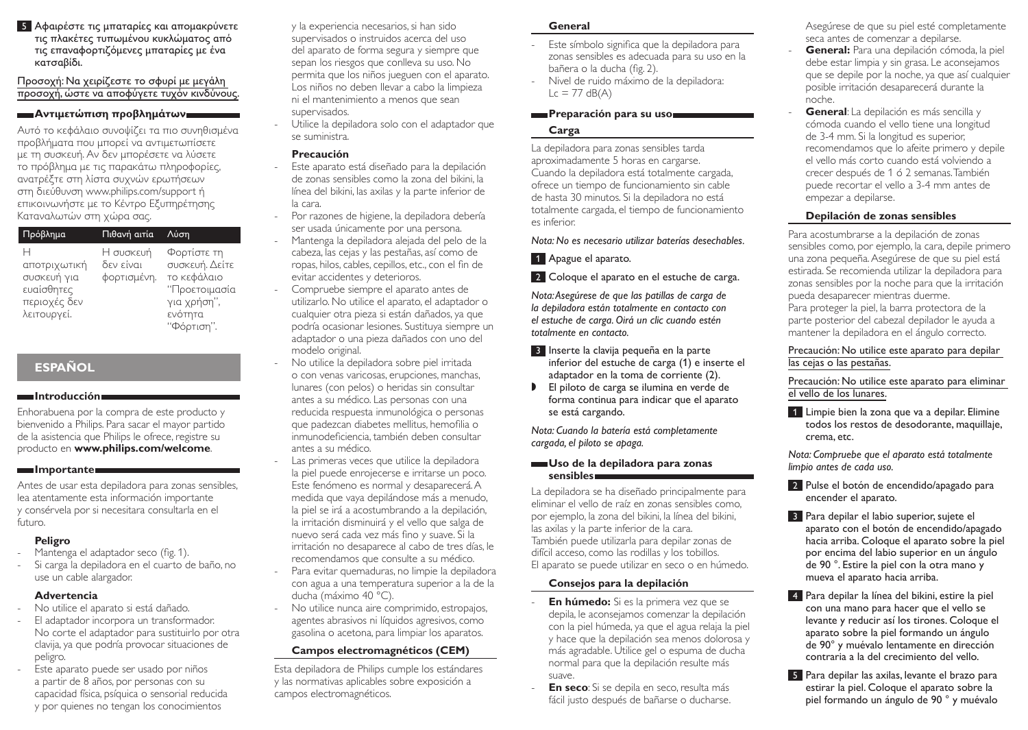5 Αφαιρέστε τις μπαταρίες και απομακρύνετε τις πλακέτες τυπωμένου κυκλώματος από τις επαναφορτιζόμενες μπαταρίες με ένα κατσαβίδι.

Προσοχή: Να χειρίζεστε το σφυρί με μεγάλη προσοχή, ώστε να αποφύγετε τυχόν κινδύνους.

## Αντιμετώπιση προβλημάτων

Αυτό το κεφάλαιο συνοψίζει τα πιο συνηθισμένα προβλήματα που μπορεί να αντιμετωπίσετε με τη συσκευή. Αν δεν μπορέσετε να λύσετε το πρόβλημα με τις παρακάτω πληροφορίες, ανατρέξτε στη λίστα συχνών ερωτήσεων στη διεύθυνση www.philips.com/support ή επικοινωνήστε με το Κέντρο Εξυπηρέτησης Καταναλωτών στη χώρα σας.

| Πρόβλημα | Πιθανή αιτία | Λύση |
|---|---|---|
| Η αποτριχωτική συσκευή για ευαίσθητες περιοχές δεν λειτουργεί. | Η συσκευή δεν είναι φορτισμένη. | Φορτίστε τη συσκευή. Δείτε το κεφάλαιο "Προετοιμασία για χρήση", ενότητα "Φόρτιση". |

# ESPAÑOL

## Introducción

Enhorabuena por la compra de este producto y bienvenido a Philips. Para sacar el mayor partido de la asistencia que Philips le ofrece, registre su producto en **www.philips.com/welcome**.

## Importante

Antes de usar esta depiladora para zonas sensibles, lea atentamente esta información importante y consérvela por si necesitara consultarla en el futuro.

### Peligro

- Mantenga el adaptador seco (fig. 1).
- Si carga la depiladora en el cuarto de baño, no use un cable alargador.

### Advertencia

- No utilice el aparato si está dañado.
- El adaptador incorpora un transformador. No corte el adaptador para sustituirlo por otra clavija, ya que podría provocar situaciones de peligro.
- Este aparato puede ser usado por niños a partir de 8 años, por personas con su capacidad física, psíquica o sensorial reducida y por quienes no tengan los conocimientos y la experiencia necesarios, si han sido supervisados o instruidos acerca del uso del aparato de forma segura y siempre que sepan los riesgos que conlleva su uso. No permita que los niños jueguen con el aparato. Los niños no deben llevar a cabo la limpieza ni el mantenimiento a menos que sean supervisados.
- Utilice la depiladora solo con el adaptador que se suministra.

### Precaución

- Este aparato está diseñado para la depilación de zonas sensibles como la zona del bikini, la línea del bikini, las axilas y la parte inferior de la cara.
- Por razones de higiene, la depiladora debería ser usada únicamente por una persona.
- Mantenga la depiladora alejada del pelo de la cabeza, las cejas y las pestañas, así como de ropas, hilos, cables, cepillos, etc., con el fin de evitar accidentes y deterioros.
- Compruebe siempre el aparato antes de utilizarlo. No utilice el aparato, el adaptador o cualquier otra pieza si están dañados, ya que podría ocasionar lesiones. Sustituya siempre un adaptador o una pieza dañados con uno del modelo original.
- No utilice la depiladora sobre piel irritada o con venas varicosas, erupciones, manchas, lunares (con pelos) o heridas sin consultar antes a su médico. Las personas con una reducida respuesta inmunológica o personas que padezcan diabetes mellitus, hemofilia o inmunodeficiencia, también deben consultar antes a su médico.
- Las primeras veces que utilice la depiladora la piel puede enrojecerse e irritarse un poco. Este fenómeno es normal y desaparecerá. A medida que vaya depilándose más a menudo, la piel se irá a acostumbrando a la depilación, la irritación disminuirá y el vello que salga de nuevo será cada vez más fino y suave. Si la irritación no desaparece al cabo de tres días, le recomendamos que consulte a su médico.
- Para evitar quemaduras, no limpie la depiladora con agua a una temperatura superior a la de la ducha (máximo 40 °C).
- No utilice nunca aire comprimido, estropajos, agentes abrasivos ni líquidos agresivos, como gasolina o acetona, para limpiar los aparatos.

### Campos electromagnéticos (CEM)

Esta depiladora de Philips cumple los estándares y las normativas aplicables sobre exposición a campos electromagnéticos.

### General

- Este símbolo significa que la depiladora para zonas sensibles es adecuada para su uso en la bañera o la ducha (fig. 2).
- Nivel de ruido máximo de la depiladora: Lc = 77 dB(A)

## Preparación para su uso

### Carga

La depiladora para zonas sensibles tarda aproximadamente 5 horas en cargarse. Cuando la depiladora está totalmente cargada, ofrece un tiempo de funcionamiento sin cable de hasta 30 minutos. Si la depiladora no está totalmente cargada, el tiempo de funcionamiento es inferior.

*Nota: No es necesario utilizar baterías desechables.*

1 Apague el aparato.

2 Coloque el aparato en el estuche de carga.

*Nota: Asegúrese de que las patillas de carga de la depiladora están totalmente en contacto con el estuche de carga. Oirá un clic cuando estén totalmente en contacto.*

3 Inserte la clavija pequeña en la parte inferior del estuche de carga (1) e inserte el adaptador en la toma de corriente (2).

- El piloto de carga se ilumina en verde de forma continua para indicar que el aparato se está cargando.

*Nota: Cuando la batería está completamente cargada, el piloto se apaga.*

## Uso de la depiladora para zonas sensibles

La depiladora se ha diseñado principalmente para eliminar el vello de raíz en zonas sensibles como, por ejemplo, la zona del bikini, la línea del bikini, las axilas y la parte inferior de la cara. También puede utilizarla para depilar zonas de difícil acceso, como las rodillas y los tobillos. El aparato se puede utilizar en seco o en húmedo.

### Consejos para la depilación

- **En húmedo:** Si es la primera vez que se depila, le aconsejamos comenzar la depilación con la piel húmeda, ya que el agua relaja la piel y hace que la depilación sea menos dolorosa y más agradable. Utilice gel o espuma de ducha normal para que la depilación resulte más suave.
- **En seco**: Si se depila en seco, resulta más fácil justo después de bañarse o ducharse. Asegúrese de que su piel esté completamente seca antes de comenzar a depilarse.
- **General:** Para una depilación cómoda, la piel debe estar limpia y sin grasa. Le aconsejamos que se depile por la noche, ya que así cualquier posible irritación desaparecerá durante la noche.
- **General**: La depilación es más sencilla y cómoda cuando el vello tiene una longitud de 3-4 mm. Si la longitud es superior, recomendamos que lo afeite primero y depile el vello más corto cuando está volviendo a crecer después de 1 ó 2 semanas. También puede recortar el vello a 3-4 mm antes de empezar a depilarse.

### Depilación de zonas sensibles

Para acostumbrarse a la depilación de zonas sensibles como, por ejemplo, la cara, depile primero una zona pequeña. Asegúrese de que su piel está estirada. Se recomienda utilizar la depiladora para zonas sensibles por la noche para que la irritación pueda desaparecer mientras duerme.
Para proteger la piel, la barra protectora de la parte posterior del cabezal depilador le ayuda a mantener la depiladora en el ángulo correcto.

Precaución: No utilice este aparato para depilar las cejas o las pestañas.

Precaución: No utilice este aparato para eliminar el vello de los lunares.

1 Limpie bien la zona que va a depilar. Elimine todos los restos de desodorante, maquillaje, crema, etc.

*Nota: Compruebe que el aparato está totalmente limpio antes de cada uso.*

2 Pulse el botón de encendido/apagado para encender el aparato.

3 Para depilar el labio superior, sujete el aparato con el botón de encendido/apagado hacia arriba. Coloque el aparato sobre la piel por encima del labio superior en un ángulo de 90 °. Estire la piel con la otra mano y mueva el aparato hacia arriba.

4 Para depilar la línea del bikini, estire la piel con una mano para hacer que el vello se levante y reducir así los tirones. Coloque el aparato sobre la piel formando un ángulo de 90° y muévalo lentamente en dirección contraria a la del crecimiento del vello.

5 Para depilar las axilas, levante el brazo para estirar la piel. Coloque el aparato sobre la piel formando un ángulo de 90 ° y muévalo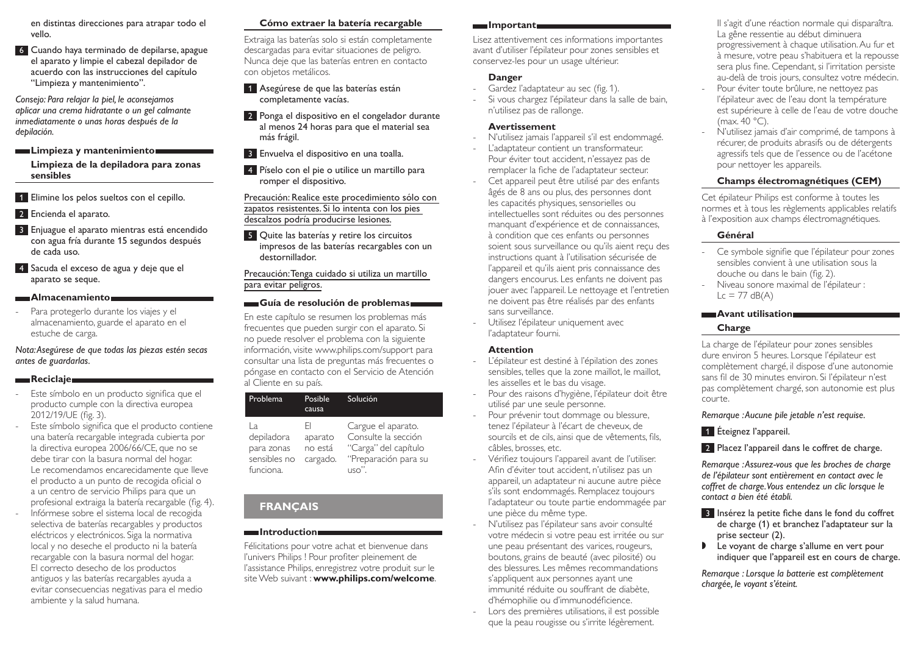en distintas direcciones para atrapar todo el vello.

6 Cuando haya terminado de depilarse, apague el aparato y limpie el cabezal depilador de acuerdo con las instrucciones del capítulo "Limpieza y mantenimiento".

*Consejo: Para relajar la piel, le aconsejamos aplicar una crema hidratante o un gel calmante inmediatamente o unas horas después de la depilación.*

## Limpieza y mantenimiento

### Limpieza de la depiladora para zonas sensibles

1 Elimine los pelos sueltos con el cepillo.

2 Encienda el aparato.

3 Enjuague el aparato mientras está encendido con agua fría durante 15 segundos después de cada uso.

4 Sacuda el exceso de agua y deje que el aparato se seque.

## Almacenamiento

- Para protegerlo durante los viajes y el almacenamiento, guarde el aparato en el estuche de carga.

*Nota: Asegúrese de que todas las piezas estén secas antes de guardarlas.*

## Reciclaje

- Este símbolo en un producto significa que el producto cumple con la directiva europea 2012/19/UE (fig. 3).
- Este símbolo significa que el producto contiene una batería recargable integrada cubierta por la directiva europea 2006/66/CE, que no se debe tirar con la basura normal del hogar. Le recomendamos encarecidamente que lleve el producto a un punto de recogida oficial o a un centro de servicio Philips para que un profesional extraiga la batería recargable (fig. 4).
- Infórmese sobre el sistema local de recogida selectiva de baterías recargables y productos eléctricos y electrónicos. Siga la normativa local y no deseche el producto ni la batería recargable con la basura normal del hogar. El correcto desecho de los productos antiguos y las baterías recargables ayuda a evitar consecuencias negativas para el medio ambiente y la salud humana.

### Cómo extraer la batería recargable

Extraiga las baterías solo si están completamente descargadas para evitar situaciones de peligro. Nunca deje que las baterías entren en contacto con objetos metálicos.

1 Asegúrese de que las baterías están completamente vacías.

2 Ponga el dispositivo en el congelador durante al menos 24 horas para que el material sea más frágil.

3 Envuelva el dispositivo en una toalla.

4 Píselo con el pie o utilice un martillo para romper el dispositivo.

Precaución: Realice este procedimiento sólo con zapatos resistentes. Si lo intenta con los pies descalzos podría producirse lesiones.

5 Quite las baterías y retire los circuitos impresos de las baterías recargables con un destornillador.

Precaución: Tenga cuidado si utiliza un martillo para evitar peligros.

## Guía de resolución de problemas

En este capítulo se resumen los problemas más frecuentes que pueden surgir con el aparato. Si no puede resolver el problema con la siguiente información, visite www.philips.com/support para consultar una lista de preguntas más frecuentes o póngase en contacto con el Servicio de Atención al Cliente en su país.

| Problema | Posible causa | Solución |
|---|---|---|
| La depiladora para zonas sensibles no funciona. | El aparato no está cargado. | Cargue el aparato. Consulte la sección "Carga" del capítulo "Preparación para su uso". |

# FRANÇAIS

## Introduction

Félicitations pour votre achat et bienvenue dans l'univers Philips ! Pour profiter pleinement de l'assistance Philips, enregistrez votre produit sur le site Web suivant : **www.philips.com/welcome**.

## Important

Lisez attentivement ces informations importantes avant d'utiliser l'épilateur pour zones sensibles et conservez-les pour un usage ultérieur.

### Danger

- Gardez l'adaptateur au sec (fig. 1).
- Si vous chargez l'épilateur dans la salle de bain, n'utilisez pas de rallonge.

### Avertissement

- N'utilisez jamais l'appareil s'il est endommagé.
- L'adaptateur contient un transformateur. Pour éviter tout accident, n'essayez pas de remplacer la fiche de l'adaptateur secteur.
- Cet appareil peut être utilisé par des enfants âgés de 8 ans ou plus, des personnes dont les capacités physiques, sensorielles ou intellectuelles sont réduites ou des personnes manquant d'expérience et de connaissances, à condition que ces enfants ou personnes soient sous surveillance ou qu'ils aient reçu des instructions quant à l'utilisation sécurisée de l'appareil et qu'ils aient pris connaissance des dangers encourus. Les enfants ne doivent pas jouer avec l'appareil. Le nettoyage et l'entretien ne doivent pas être réalisés par des enfants sans surveillance.
- Utilisez l'épilateur uniquement avec l'adaptateur fourni.

### Attention

- L'épilateur est destiné à l'épilation des zones sensibles, telles que la zone maillot, le maillot, les aisselles et le bas du visage.
- Pour des raisons d'hygiène, l'épilateur doit être utilisé par une seule personne.
- Pour prévenir tout dommage ou blessure, tenez l'épilateur à l'écart de cheveux, de sourcils et de cils, ainsi que de vêtements, fils, câbles, brosses, etc.
- Vérifiez toujours l'appareil avant de l'utiliser. Afin d'éviter tout accident, n'utilisez pas un appareil, un adaptateur ni aucune autre pièce s'ils sont endommagés. Remplacez toujours l'adaptateur ou toute partie endommagée par une pièce du même type.
- N'utilisez pas l'épilateur sans avoir consulté votre médecin si votre peau est irritée ou sur une peau présentant des varices, rougeurs, boutons, grains de beauté (avec pilosité) ou des blessures. Les mêmes recommandations s'appliquent aux personnes ayant une immunité réduite ou souffrant de diabète, d'hémophilie ou d'immunodéficience.
- Lors des premières utilisations, il est possible que la peau rougisse ou s'irrite légèrement. Il s'agit d'une réaction normale qui disparaîtra. La gêne ressentie au début diminuera progressivement à chaque utilisation. Au fur et à mesure, votre peau s'habituera et la repousse sera plus fine. Cependant, si l'irritation persiste au-delà de trois jours, consultez votre médecin.
- Pour éviter toute brûlure, ne nettoyez pas l'épilateur avec de l'eau dont la température est supérieure à celle de l'eau de votre douche (max. 40 °C).
- N'utilisez jamais d'air comprimé, de tampons à récurer, de produits abrasifs ou de détergents agressifs tels que de l'essence ou de l'acétone pour nettoyer les appareils.

### Champs électromagnétiques (CEM)

Cet épilateur Philips est conforme à toutes les normes et à tous les règlements applicables relatifs à l'exposition aux champs électromagnétiques.

### Général

- Ce symbole signifie que l'épilateur pour zones sensibles convient à une utilisation sous la douche ou dans le bain (fig. 2).
- Niveau sonore maximal de l'épilateur : Lc = 77 dB(A)

## Avant utilisation

### Charge

La charge de l'épilateur pour zones sensibles dure environ 5 heures. Lorsque l'épilateur est complètement chargé, il dispose d'une autonomie sans fil de 30 minutes environ. Si l'épilateur n'est pas complètement chargé, son autonomie est plus courte.

*Remarque : Aucune pile jetable n'est requise.*

1 Éteignez l'appareil.

2 Placez l'appareil dans le coffret de charge.

*Remarque : Assurez-vous que les broches de charge de l'épilateur sont entièrement en contact avec le coffret de charge. Vous entendez un clic lorsque le contact a bien été établi.*

3 Insérez la petite fiche dans le fond du coffret de charge (1) et branchez l'adaptateur sur la prise secteur (2).

- Le voyant de charge s'allume en vert pour indiquer que l'appareil est en cours de charge.

*Remarque : Lorsque la batterie est complètement chargée, le voyant s'éteint.*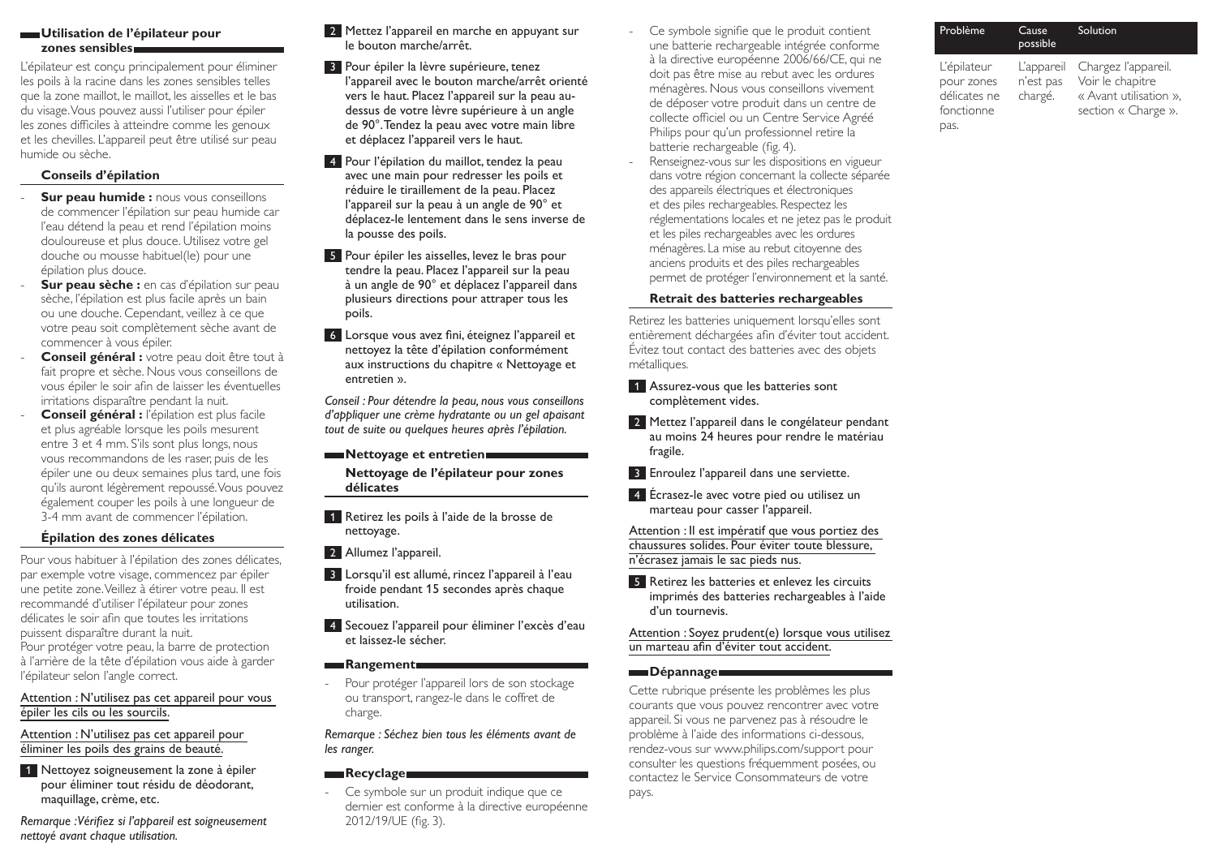## Utilisation de l'épilateur pour zones sensibles

L'épilateur est conçu principalement pour éliminer les poils à la racine dans les zones sensibles telles que la zone maillot, le maillot, les aisselles et le bas du visage. Vous pouvez aussi l'utiliser pour épiler les zones difficiles à atteindre comme les genoux et les chevilles. L'appareil peut être utilisé sur peau humide ou sèche.

### Conseils d'épilation

- **Sur peau humide :** nous vous conseillons de commencer l'épilation sur peau humide car l'eau détend la peau et rend l'épilation moins douloureuse et plus douce. Utilisez votre gel douche ou mousse habituel(le) pour une épilation plus douce.
- **Sur peau sèche :** en cas d'épilation sur peau sèche, l'épilation est plus facile après un bain ou une douche. Cependant, veillez à ce que votre peau soit complètement sèche avant de commencer à vous épiler.
- **Conseil général :** votre peau doit être tout à fait propre et sèche. Nous vous conseillons de vous épiler le soir afin de laisser les éventuelles irritations disparaître pendant la nuit.
- **Conseil général :** l'épilation est plus facile et plus agréable lorsque les poils mesurent entre 3 et 4 mm. S'ils sont plus longs, nous vous recommandons de les raser, puis de les épiler une ou deux semaines plus tard, une fois qu'ils auront légèrement repoussé. Vous pouvez également couper les poils à une longueur de 3-4 mm avant de commencer l'épilation.

### Épilation des zones délicates

Pour vous habituer à l'épilation des zones délicates, par exemple votre visage, commencez par épiler une petite zone. Veillez à étirer votre peau. Il est recommandé d'utiliser l'épilateur pour zones délicates le soir afin que toutes les irritations puissent disparaître durant la nuit.
Pour protéger votre peau, la barre de protection à l'arrière de la tête d'épilation vous aide à garder l'épilateur selon l'angle correct.

Attention : N'utilisez pas cet appareil pour vous épiler les cils ou les sourcils.

Attention : N'utilisez pas cet appareil pour éliminer les poils des grains de beauté.

1. Nettoyez soigneusement la zone à épiler pour éliminer tout résidu de déodorant, maquillage, crème, etc.

*Remarque : Vérifiez si l'appareil est soigneusement nettoyé avant chaque utilisation.*

2. Mettez l'appareil en marche en appuyant sur le bouton marche/arrêt.
3. Pour épiler la lèvre supérieure, tenez l'appareil avec le bouton marche/arrêt orienté vers le haut. Placez l'appareil sur la peau au-dessus de votre lèvre supérieure à un angle de 90°. Tendez la peau avec votre main libre et déplacez l'appareil vers le haut.
4. Pour l'épilation du maillot, tendez la peau avec une main pour redresser les poils et réduire le tiraillement de la peau. Placez l'appareil sur la peau à un angle de 90° et déplacez-le lentement dans le sens inverse de la pousse des poils.
5. Pour épiler les aisselles, levez le bras pour tendre la peau. Placez l'appareil sur la peau à un angle de 90° et déplacez l'appareil dans plusieurs directions pour attraper tous les poils.
6. Lorsque vous avez fini, éteignez l'appareil et nettoyez la tête d'épilation conformément aux instructions du chapitre « Nettoyage et entretien ».

*Conseil : Pour détendre la peau, nous vous conseillons d'appliquer une crème hydratante ou un gel apaisant tout de suite ou quelques heures après l'épilation.*

## Nettoyage et entretien

### Nettoyage de l'épilateur pour zones délicates

1. Retirez les poils à l'aide de la brosse de nettoyage.
2. Allumez l'appareil.
3. Lorsqu'il est allumé, rincez l'appareil à l'eau froide pendant 15 secondes après chaque utilisation.
4. Secouez l'appareil pour éliminer l'excès d'eau et laissez-le sécher.

## Rangement

- Pour protéger l'appareil lors de son stockage ou transport, rangez-le dans le coffret de charge.

*Remarque : Séchez bien tous les éléments avant de les ranger.*

## Recyclage

- Ce symbole sur un produit indique que ce dernier est conforme à la directive européenne 2012/19/UE (fig. 3).
- Ce symbole signifie que le produit contient une batterie rechargeable intégrée conforme à la directive européenne 2006/66/CE, qui ne doit pas être mise au rebut avec les ordures ménagères. Nous vous conseillons vivement de déposer votre produit dans un centre de collecte officiel ou un Centre Service Agréé Philips pour qu'un professionnel retire la batterie rechargeable (fig. 4).
- Renseignez-vous sur les dispositions en vigueur dans votre région concernant la collecte séparée des appareils électriques et électroniques et des piles rechargeables. Respectez les réglementations locales et ne jetez pas le produit et les piles rechargeables avec les ordures ménagères. La mise au rebut citoyenne des anciens produits et des piles rechargeables permet de protéger l'environnement et la santé.

### Retrait des batteries rechargeables

Retirez les batteries uniquement lorsqu'elles sont entièrement déchargées afin d'éviter tout accident. Évitez tout contact des batteries avec des objets métalliques.

1. Assurez-vous que les batteries sont complètement vides.
2. Mettez l'appareil dans le congélateur pendant au moins 24 heures pour rendre le matériau fragile.
3. Enroulez l'appareil dans une serviette.
4. Écrasez-le avec votre pied ou utilisez un marteau pour casser l'appareil.

Attention : Il est impératif que vous portiez des chaussures solides. Pour éviter toute blessure, n'écrasez jamais le sac pieds nus.

5. Retirez les batteries et enlevez les circuits imprimés des batteries rechargeables à l'aide d'un tournevis.

Attention : Soyez prudent(e) lorsque vous utilisez un marteau afin d'éviter tout accident.

## Dépannage

Cette rubrique présente les problèmes les plus courants que vous pouvez rencontrer avec votre appareil. Si vous ne parvenez pas à résoudre le problème à l'aide des informations ci-dessous, rendez-vous sur www.philips.com/support pour consulter les questions fréquemment posées, ou contactez le Service Consommateurs de votre pays.

| Problème | Cause possible | Solution |
|---|---|---|
| L'épilateur pour zones délicates ne fonctionne pas. | L'appareil n'est pas chargé. | Chargez l'appareil. Voir le chapitre « Avant utilisation », section « Charge ». |